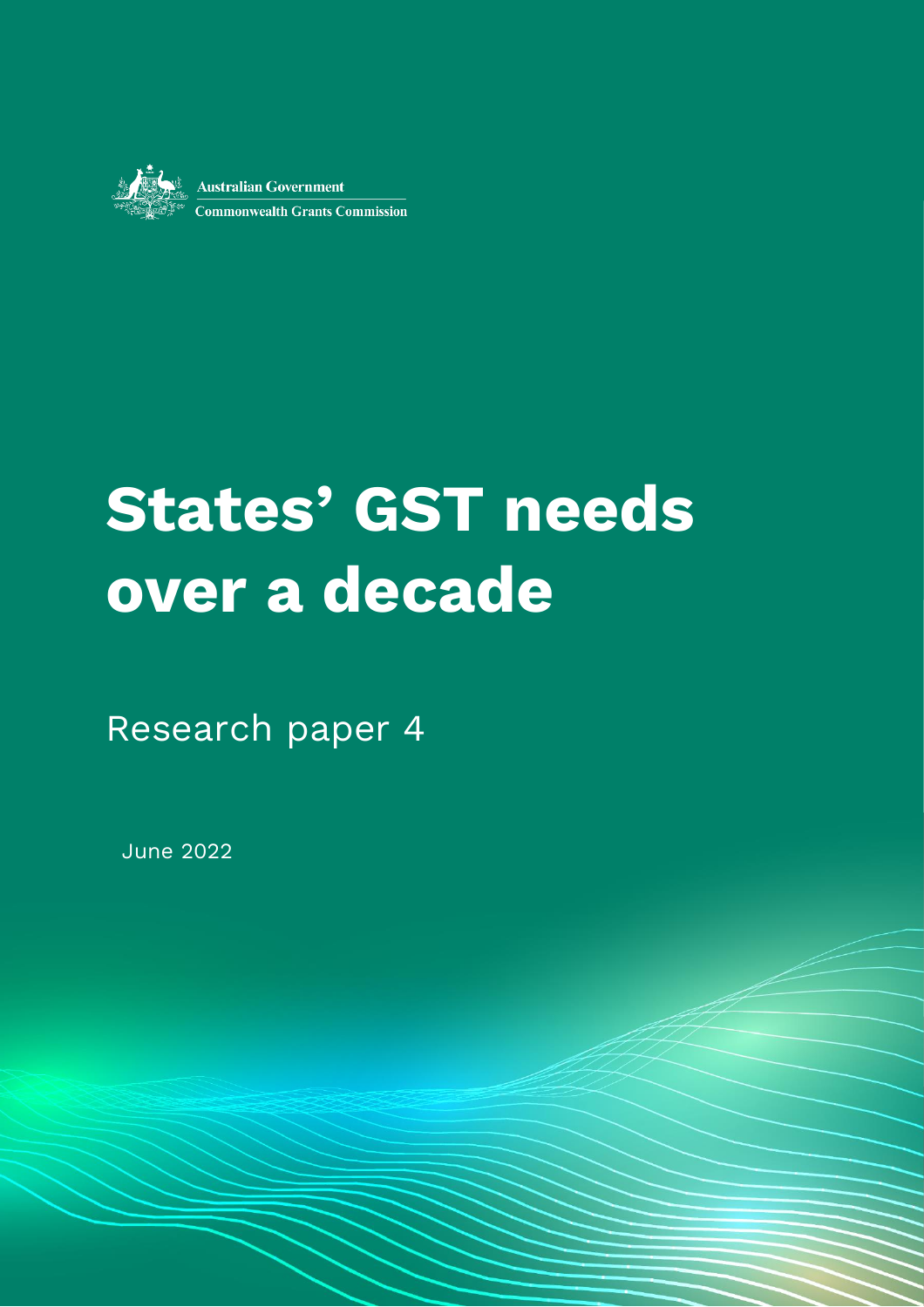Australian Government

Commonwealth Grants Commission

# States' GST needs over a decade

Research paper 4

June 2022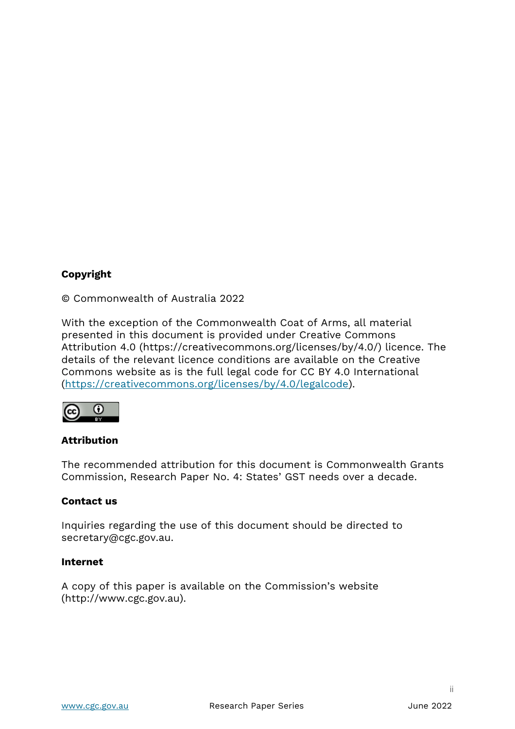**Copyright**

© Commonwealth of Australia 2022

With the exception of the Commonwealth Coat of Arms, all material presented in this document is provided under Creative Commons Attribution 4.0 (https://creativecommons.org/licenses/by/4.0/) licence. The details of the relevant licence conditions are available on the Creative Commons website as is the full legal code for CC BY 4.0 International (https://creativecommons.org/licenses/by/4.0/legalcode).

**Attribution**

The recommended attribution for this document is Commonwealth Grants Commission, Research Paper No. 4: States' GST needs over a decade.

**Contact us**

Inquiries regarding the use of this document should be directed to secretary@cgc.gov.au.

**Internet**

A copy of this paper is available on the Commission's website (http://www.cgc.gov.au).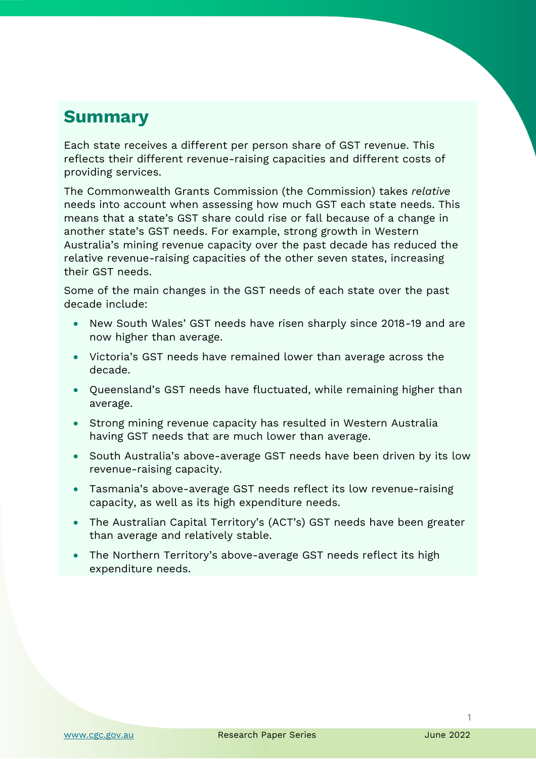## Summary

Each state receives a different per person share of GST revenue. This reflects their different revenue-raising capacities and different costs of providing services.

The Commonwealth Grants Commission (the Commission) takes *relative* needs into account when assessing how much GST each state needs. This means that a state's GST share could rise or fall because of a change in another state's GST needs. For example, strong growth in Western Australia's mining revenue capacity over the past decade has reduced the relative revenue-raising capacities of the other seven states, increasing their GST needs.

Some of the main changes in the GST needs of each state over the past decade include:

- New South Wales' GST needs have risen sharply since 2018-19 and are now higher than average.
- Victoria's GST needs have remained lower than average across the decade.
- Queensland's GST needs have fluctuated, while remaining higher than average.
- Strong mining revenue capacity has resulted in Western Australia having GST needs that are much lower than average.
- South Australia's above-average GST needs have been driven by its low revenue-raising capacity.
- Tasmania's above-average GST needs reflect its low revenue-raising capacity, as well as its high expenditure needs.
- The Australian Capital Territory's (ACT's) GST needs have been greater than average and relatively stable.
- The Northern Territory's above-average GST needs reflect its high expenditure needs.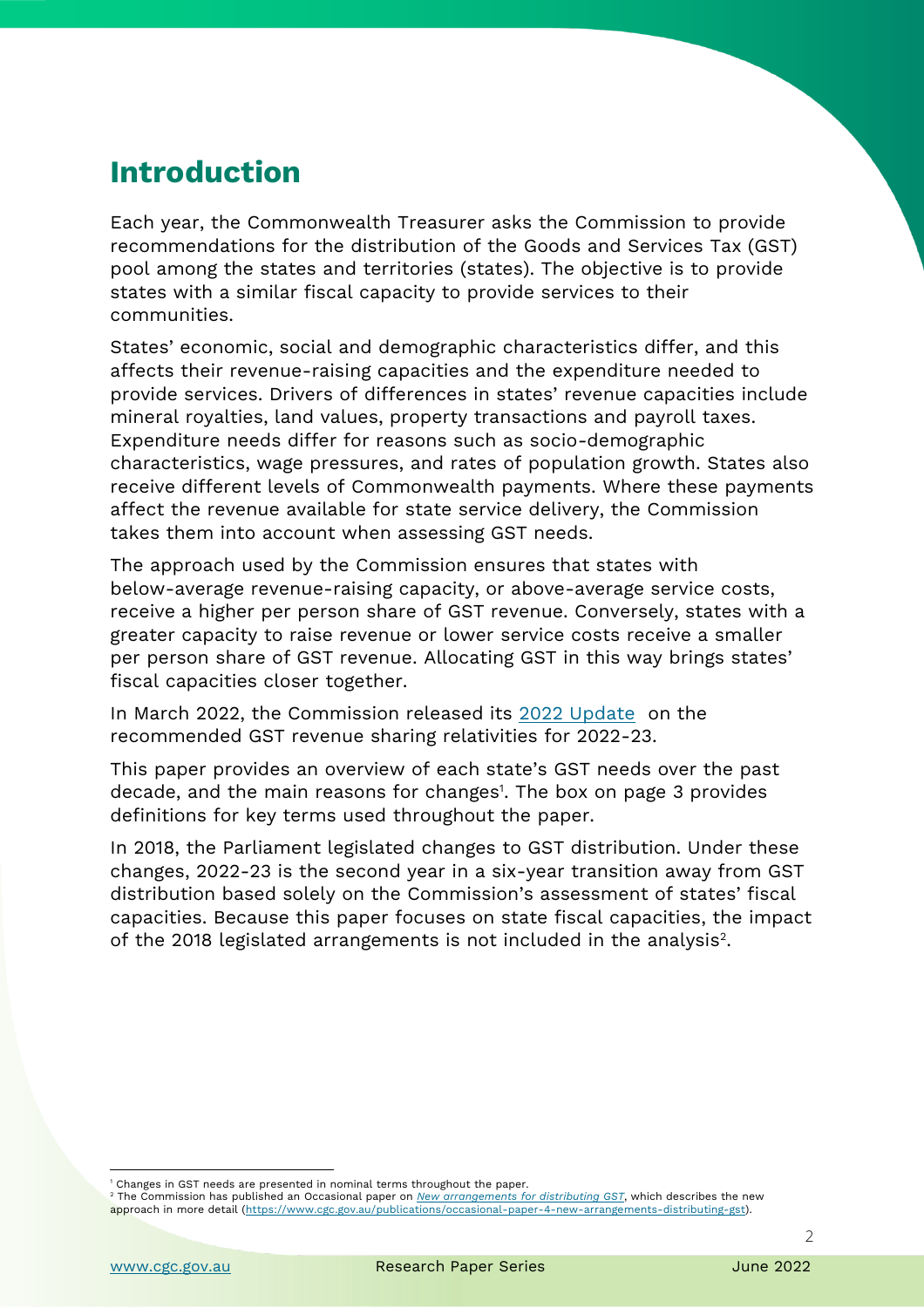# Introduction

Each year, the Commonwealth Treasurer asks the Commission to provide recommendations for the distribution of the Goods and Services Tax (GST) pool among the states and territories (states). The objective is to provide states with a similar fiscal capacity to provide services to their communities.

States' economic, social and demographic characteristics differ, and this affects their revenue-raising capacities and the expenditure needed to provide services. Drivers of differences in states' revenue capacities include mineral royalties, land values, property transactions and payroll taxes. Expenditure needs differ for reasons such as socio-demographic characteristics, wage pressures, and rates of population growth. States also receive different levels of Commonwealth payments. Where these payments affect the revenue available for state service delivery, the Commission takes them into account when assessing GST needs.

The approach used by the Commission ensures that states with below-average revenue-raising capacity, or above-average service costs, receive a higher per person share of GST revenue. Conversely, states with a greater capacity to raise revenue or lower service costs receive a smaller per person share of GST revenue. Allocating GST in this way brings states' fiscal capacities closer together.

In March 2022, the Commission released its [2022 Update](https://www.cgc.gov.au) on the recommended GST revenue sharing relativities for 2022-23.

This paper provides an overview of each state's GST needs over the past decade, and the main reasons for changes[1]. The box on page 3 provides definitions for key terms used throughout the paper.

In 2018, the Parliament legislated changes to GST distribution. Under these changes, 2022-23 is the second year in a six-year transition away from GST distribution based solely on the Commission's assessment of states' fiscal capacities. Because this paper focuses on state fiscal capacities, the impact of the 2018 legislated arrangements is not included in the analysis[2].

---

[1] Changes in GST needs are presented in nominal terms throughout the paper.

[2] The Commission has published an Occasional paper on *New arrangements for distributing GST*, which describes the new approach in more detail (https://www.cgc.gov.au/publications/occasional-paper-4-new-arrangements-distributing-gst).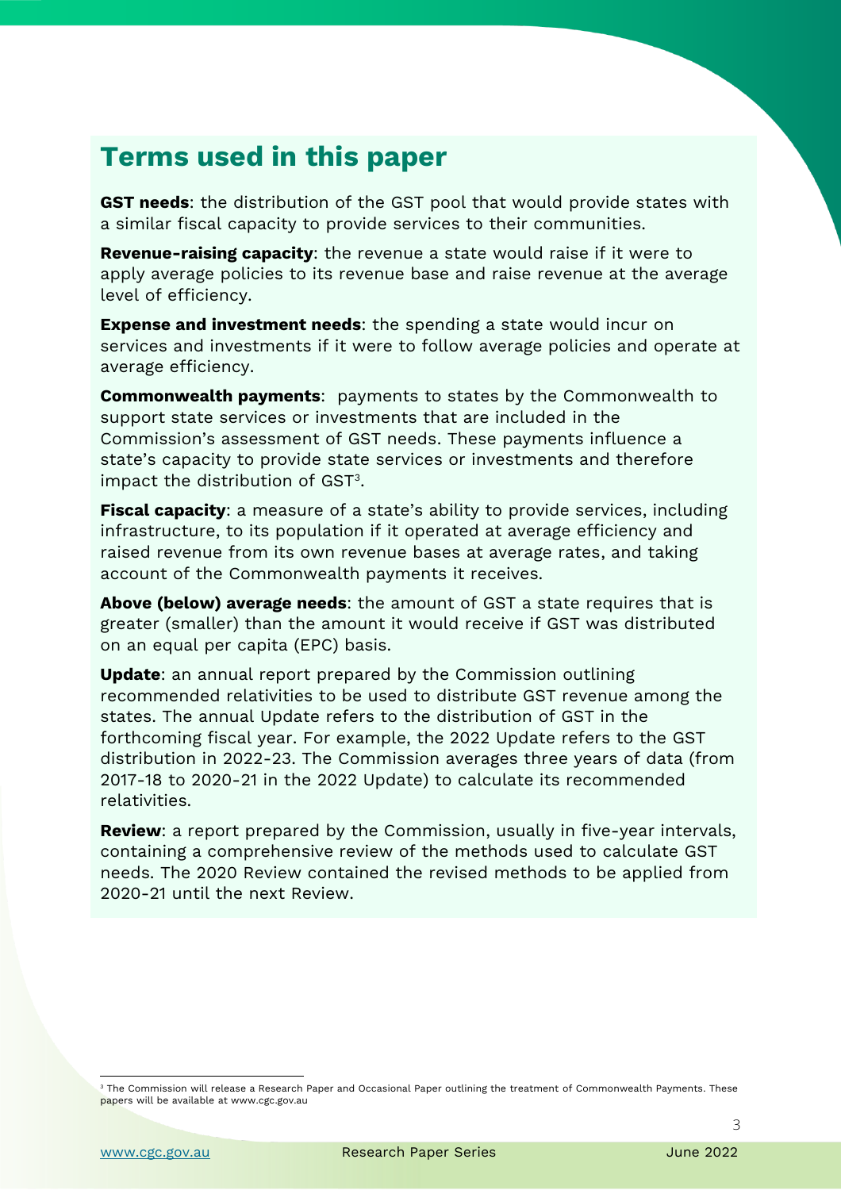## Terms used in this paper

**GST needs**: the distribution of the GST pool that would provide states with a similar fiscal capacity to provide services to their communities.

**Revenue-raising capacity**: the revenue a state would raise if it were to apply average policies to its revenue base and raise revenue at the average level of efficiency.

**Expense and investment needs**: the spending a state would incur on services and investments if it were to follow average policies and operate at average efficiency.

**Commonwealth payments**: payments to states by the Commonwealth to support state services or investments that are included in the Commission's assessment of GST needs. These payments influence a state's capacity to provide state services or investments and therefore impact the distribution of GST[3].

**Fiscal capacity**: a measure of a state's ability to provide services, including infrastructure, to its population if it operated at average efficiency and raised revenue from its own revenue bases at average rates, and taking account of the Commonwealth payments it receives.

**Above (below) average needs**: the amount of GST a state requires that is greater (smaller) than the amount it would receive if GST was distributed on an equal per capita (EPC) basis.

**Update**: an annual report prepared by the Commission outlining recommended relativities to be used to distribute GST revenue among the states. The annual Update refers to the distribution of GST in the forthcoming fiscal year. For example, the 2022 Update refers to the GST distribution in 2022-23. The Commission averages three years of data (from 2017-18 to 2020-21 in the 2022 Update) to calculate its recommended relativities.

**Review**: a report prepared by the Commission, usually in five-year intervals, containing a comprehensive review of the methods used to calculate GST needs. The 2020 Review contained the revised methods to be applied from 2020-21 until the next Review.

---

[3] The Commission will release a Research Paper and Occasional Paper outlining the treatment of Commonwealth Payments. These papers will be available at www.cgc.gov.au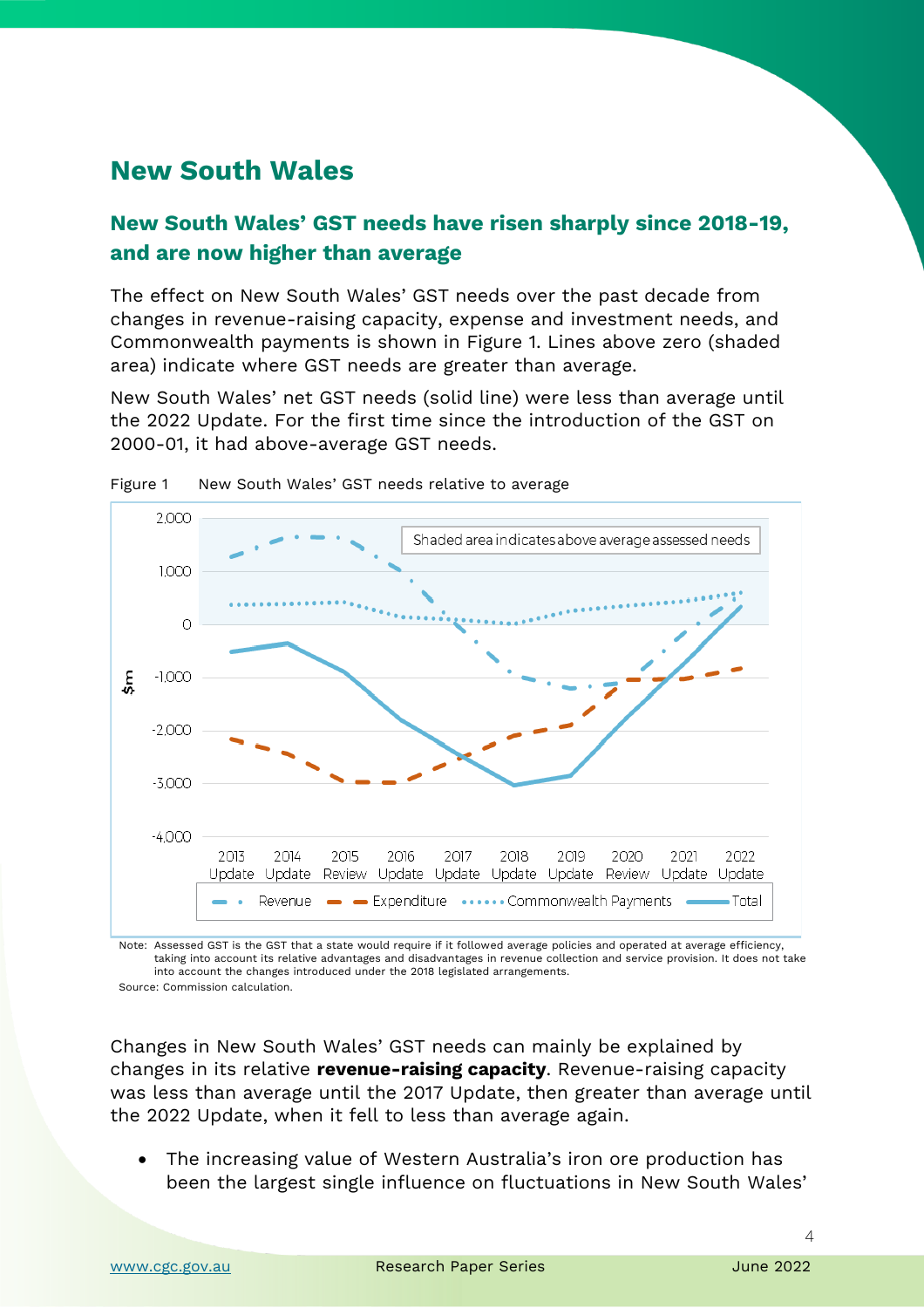# New South Wales

## New South Wales' GST needs have risen sharply since 2018-19, and are now higher than average

The effect on New South Wales' GST needs over the past decade from changes in revenue-raising capacity, expense and investment needs, and Commonwealth payments is shown in Figure 1. Lines above zero (shaded area) indicate where GST needs are greater than average.

New South Wales' net GST needs (solid line) were less than average until the 2022 Update. For the first time since the introduction of the GST on 2000-01, it had above-average GST needs.

Figure 1 New South Wales' GST needs relative to average

Note: Assessed GST is the GST that a state would require if it followed average policies and operated at average efficiency, taking into account its relative advantages and disadvantages in revenue collection and service provision. It does not take into account the changes introduced under the 2018 legislated arrangements.

Source: Commission calculation.

Changes in New South Wales' GST needs can mainly be explained by changes in its relative **revenue-raising capacity**. Revenue-raising capacity was less than average until the 2017 Update, then greater than average until the 2022 Update, when it fell to less than average again.

- The increasing value of Western Australia's iron ore production has been the largest single influence on fluctuations in New South Wales'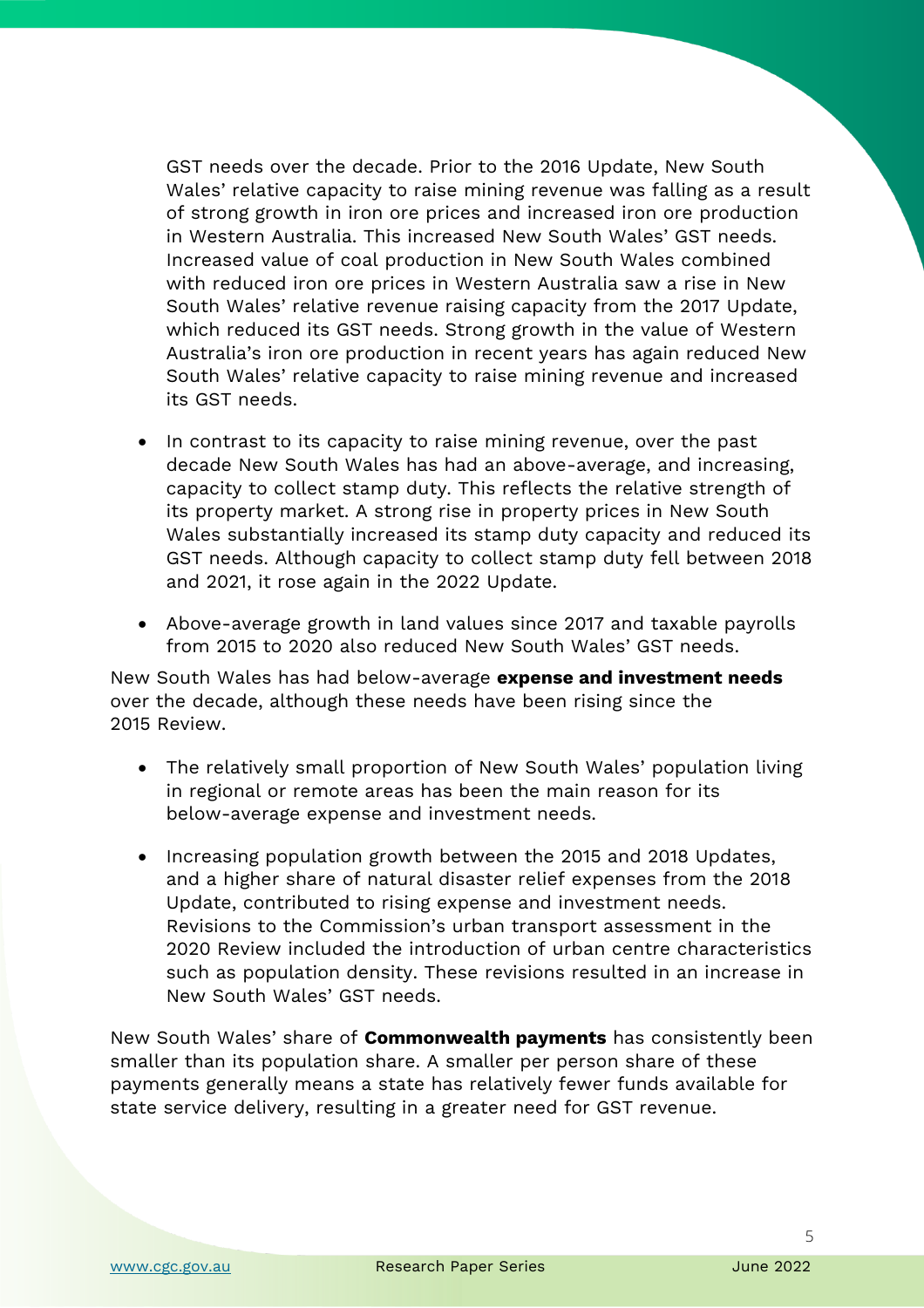GST needs over the decade. Prior to the 2016 Update, New South Wales' relative capacity to raise mining revenue was falling as a result of strong growth in iron ore prices and increased iron ore production in Western Australia. This increased New South Wales' GST needs. Increased value of coal production in New South Wales combined with reduced iron ore prices in Western Australia saw a rise in New South Wales' relative revenue raising capacity from the 2017 Update, which reduced its GST needs. Strong growth in the value of Western Australia's iron ore production in recent years has again reduced New South Wales' relative capacity to raise mining revenue and increased its GST needs.

- In contrast to its capacity to raise mining revenue, over the past decade New South Wales has had an above-average, and increasing, capacity to collect stamp duty. This reflects the relative strength of its property market. A strong rise in property prices in New South Wales substantially increased its stamp duty capacity and reduced its GST needs. Although capacity to collect stamp duty fell between 2018 and 2021, it rose again in the 2022 Update.
- Above-average growth in land values since 2017 and taxable payrolls from 2015 to 2020 also reduced New South Wales' GST needs.

New South Wales has had below-average **expense and investment needs** over the decade, although these needs have been rising since the 2015 Review.

- The relatively small proportion of New South Wales' population living in regional or remote areas has been the main reason for its below-average expense and investment needs.
- Increasing population growth between the 2015 and 2018 Updates, and a higher share of natural disaster relief expenses from the 2018 Update, contributed to rising expense and investment needs. Revisions to the Commission's urban transport assessment in the 2020 Review included the introduction of urban centre characteristics such as population density. These revisions resulted in an increase in New South Wales' GST needs.

New South Wales' share of **Commonwealth payments** has consistently been smaller than its population share. A smaller per person share of these payments generally means a state has relatively fewer funds available for state service delivery, resulting in a greater need for GST revenue.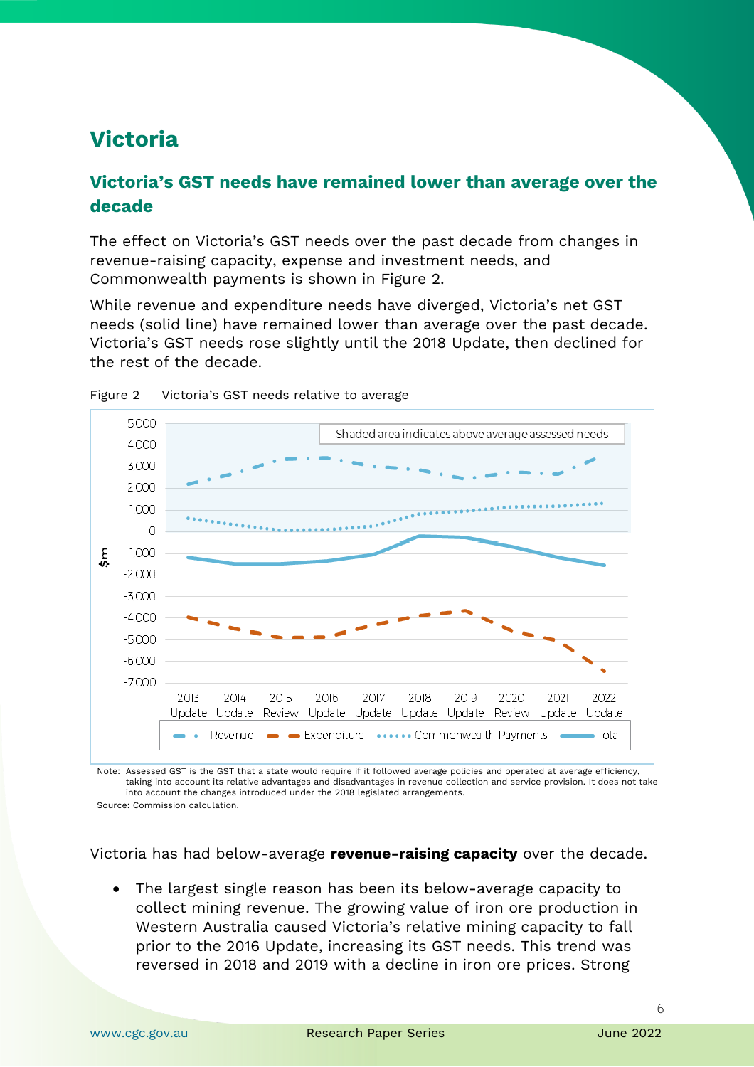# Victoria

## Victoria's GST needs have remained lower than average over the decade

The effect on Victoria's GST needs over the past decade from changes in revenue-raising capacity, expense and investment needs, and Commonwealth payments is shown in Figure 2.

While revenue and expenditure needs have diverged, Victoria's net GST needs (solid line) have remained lower than average over the past decade. Victoria's GST needs rose slightly until the 2018 Update, then declined for the rest of the decade.

Figure 2 Victoria's GST needs relative to average

Note: Assessed GST is the GST that a state would require if it followed average policies and operated at average efficiency, taking into account its relative advantages and disadvantages in revenue collection and service provision. It does not take into account the changes introduced under the 2018 legislated arrangements.

Source: Commission calculation.

Victoria has had below-average **revenue-raising capacity** over the decade.

- The largest single reason has been its below-average capacity to collect mining revenue. The growing value of iron ore production in Western Australia caused Victoria's relative mining capacity to fall prior to the 2016 Update, increasing its GST needs. This trend was reversed in 2018 and 2019 with a decline in iron ore prices. Strong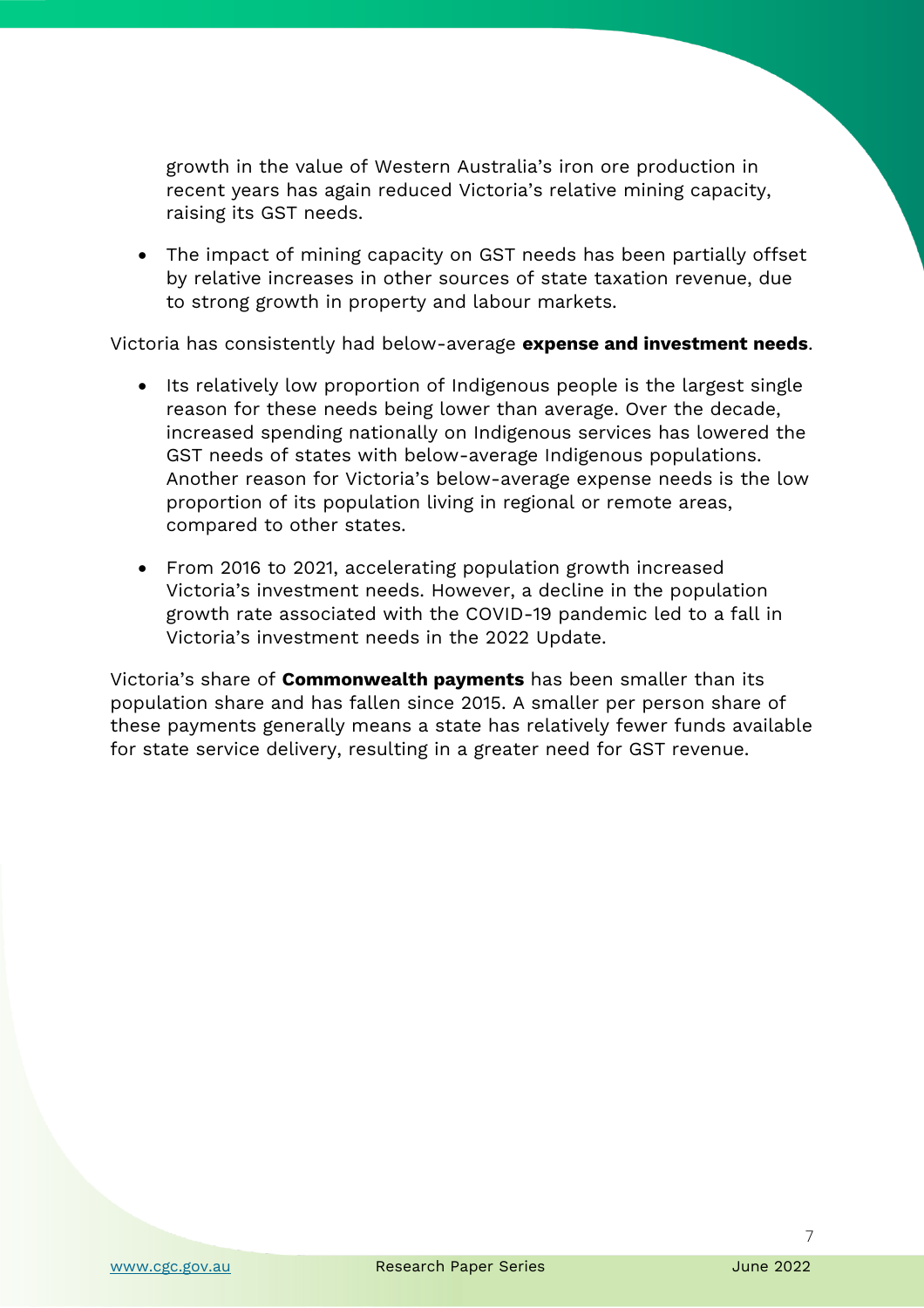growth in the value of Western Australia's iron ore production in recent years has again reduced Victoria's relative mining capacity, raising its GST needs.

- The impact of mining capacity on GST needs has been partially offset by relative increases in other sources of state taxation revenue, due to strong growth in property and labour markets.

Victoria has consistently had below-average **expense and investment needs**.

- Its relatively low proportion of Indigenous people is the largest single reason for these needs being lower than average. Over the decade, increased spending nationally on Indigenous services has lowered the GST needs of states with below-average Indigenous populations. Another reason for Victoria's below-average expense needs is the low proportion of its population living in regional or remote areas, compared to other states.
- From 2016 to 2021, accelerating population growth increased Victoria's investment needs. However, a decline in the population growth rate associated with the COVID-19 pandemic led to a fall in Victoria's investment needs in the 2022 Update.

Victoria's share of **Commonwealth payments** has been smaller than its population share and has fallen since 2015. A smaller per person share of these payments generally means a state has relatively fewer funds available for state service delivery, resulting in a greater need for GST revenue.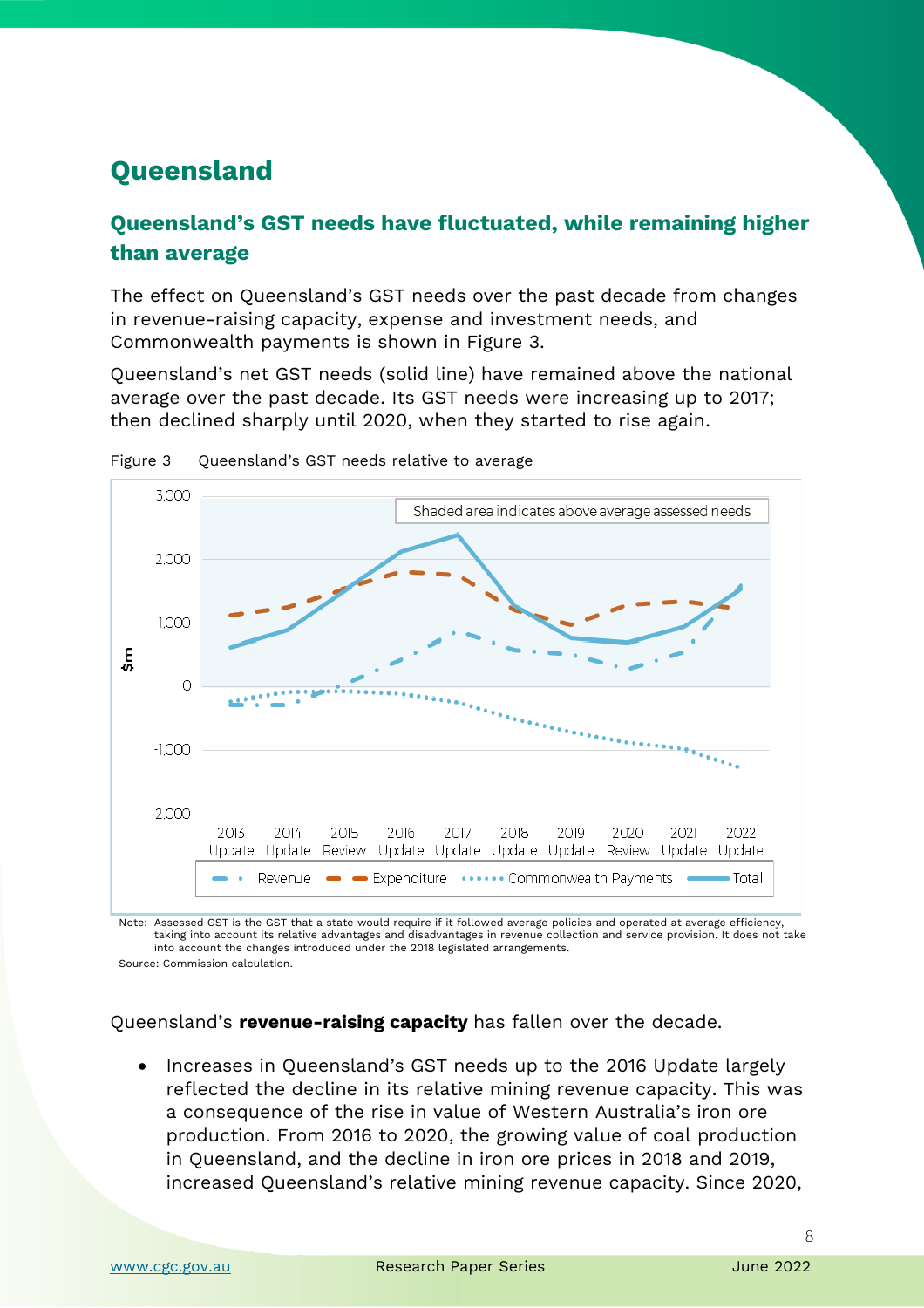# Queensland

## Queensland's GST needs have fluctuated, while remaining higher than average

The effect on Queensland's GST needs over the past decade from changes in revenue-raising capacity, expense and investment needs, and Commonwealth payments is shown in Figure 3.

Queensland's net GST needs (solid line) have remained above the national average over the past decade. Its GST needs were increasing up to 2017; then declined sharply until 2020, when they started to rise again.

Figure 3 Queensland's GST needs relative to average

Note: Assessed GST is the GST that a state would require if it followed average policies and operated at average efficiency, taking into account its relative advantages and disadvantages in revenue collection and service provision. It does not take into account the changes introduced under the 2018 legislated arrangements.

Source: Commission calculation.

Queensland's **revenue-raising capacity** has fallen over the decade.

- Increases in Queensland's GST needs up to the 2016 Update largely reflected the decline in its relative mining revenue capacity. This was a consequence of the rise in value of Western Australia's iron ore production. From 2016 to 2020, the growing value of coal production in Queensland, and the decline in iron ore prices in 2018 and 2019, increased Queensland's relative mining revenue capacity. Since 2020,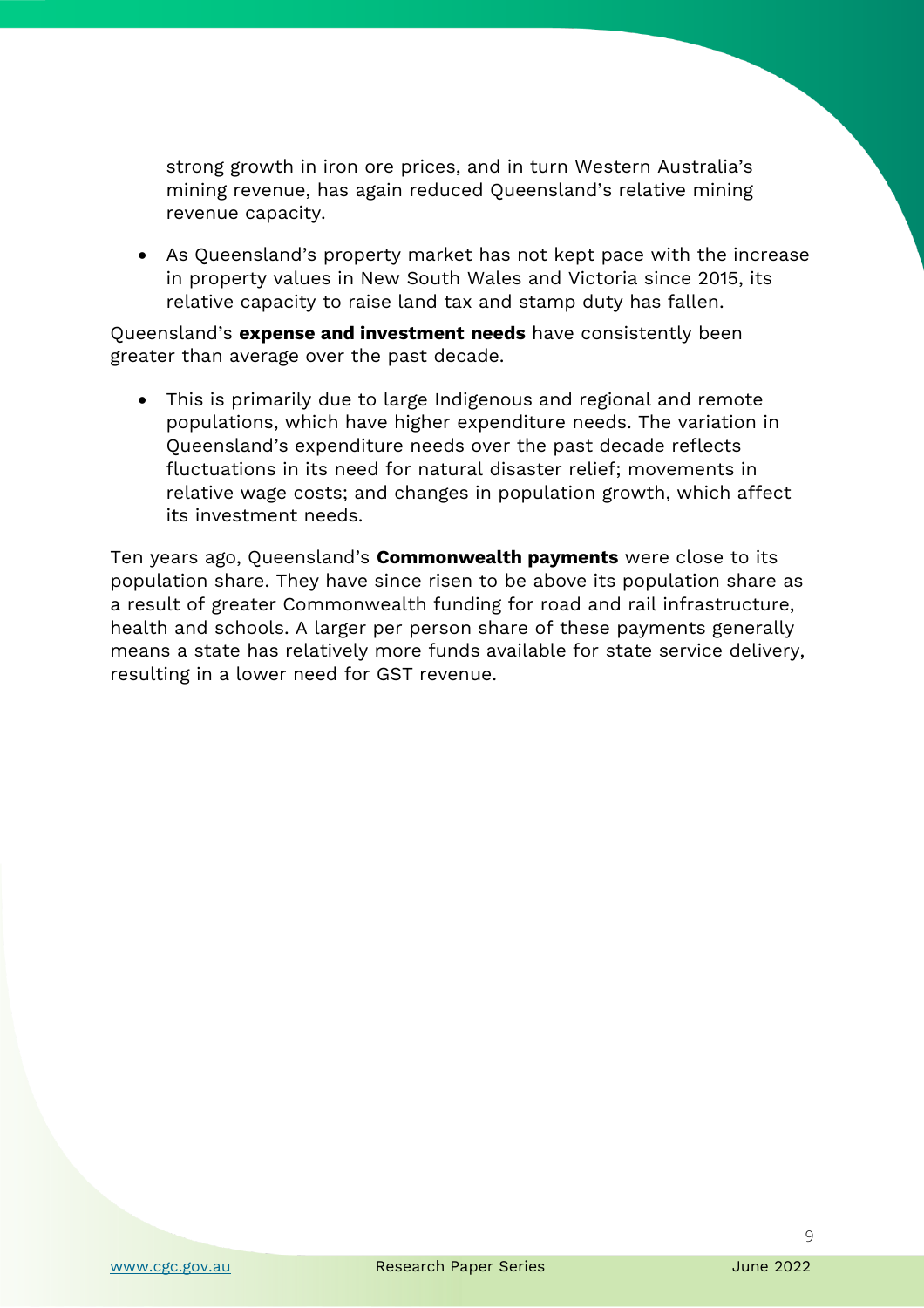strong growth in iron ore prices, and in turn Western Australia's mining revenue, has again reduced Queensland's relative mining revenue capacity.

- As Queensland's property market has not kept pace with the increase in property values in New South Wales and Victoria since 2015, its relative capacity to raise land tax and stamp duty has fallen.

Queensland's **expense and investment needs** have consistently been greater than average over the past decade.

- This is primarily due to large Indigenous and regional and remote populations, which have higher expenditure needs. The variation in Queensland's expenditure needs over the past decade reflects fluctuations in its need for natural disaster relief; movements in relative wage costs; and changes in population growth, which affect its investment needs.

Ten years ago, Queensland's **Commonwealth payments** were close to its population share. They have since risen to be above its population share as a result of greater Commonwealth funding for road and rail infrastructure, health and schools. A larger per person share of these payments generally means a state has relatively more funds available for state service delivery, resulting in a lower need for GST revenue.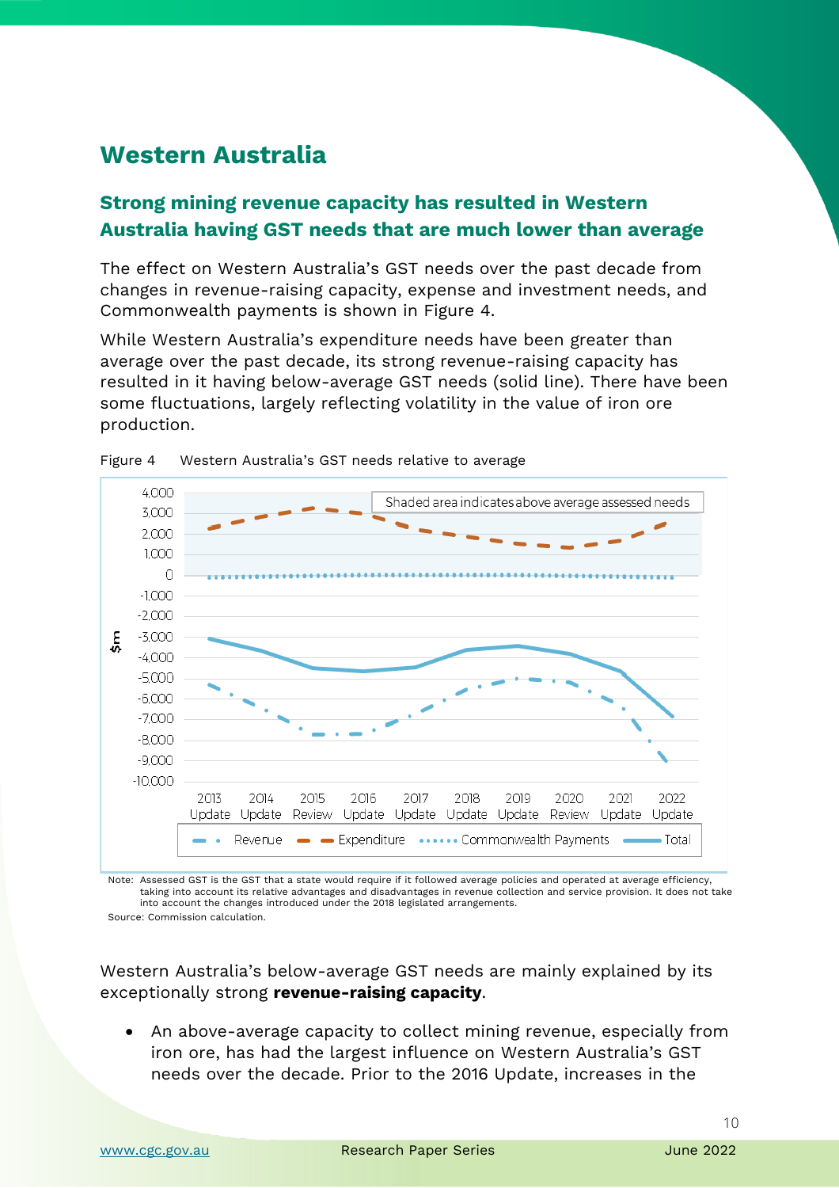# Western Australia

## Strong mining revenue capacity has resulted in Western Australia having GST needs that are much lower than average

The effect on Western Australia's GST needs over the past decade from changes in revenue-raising capacity, expense and investment needs, and Commonwealth payments is shown in Figure 4.

While Western Australia's expenditure needs have been greater than average over the past decade, its strong revenue-raising capacity has resulted in it having below-average GST needs (solid line). There have been some fluctuations, largely reflecting volatility in the value of iron ore production.

Figure 4 Western Australia's GST needs relative to average

Note: Assessed GST is the GST that a state would require if it followed average policies and operated at average efficiency, taking into account its relative advantages and disadvantages in revenue collection and service provision. It does not take into account the changes introduced under the 2018 legislated arrangements.

Source: Commission calculation.

Western Australia's below-average GST needs are mainly explained by its exceptionally strong **revenue-raising capacity**.

- An above-average capacity to collect mining revenue, especially from iron ore, has had the largest influence on Western Australia's GST needs over the decade. Prior to the 2016 Update, increases in the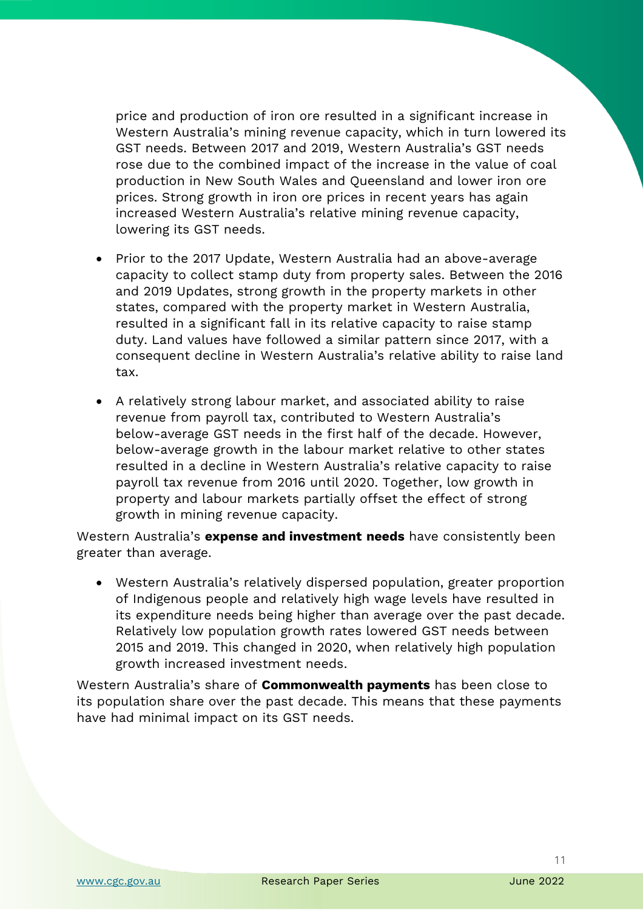price and production of iron ore resulted in a significant increase in Western Australia's mining revenue capacity, which in turn lowered its GST needs. Between 2017 and 2019, Western Australia's GST needs rose due to the combined impact of the increase in the value of coal production in New South Wales and Queensland and lower iron ore prices. Strong growth in iron ore prices in recent years has again increased Western Australia's relative mining revenue capacity, lowering its GST needs.

- Prior to the 2017 Update, Western Australia had an above-average capacity to collect stamp duty from property sales. Between the 2016 and 2019 Updates, strong growth in the property markets in other states, compared with the property market in Western Australia, resulted in a significant fall in its relative capacity to raise stamp duty. Land values have followed a similar pattern since 2017, with a consequent decline in Western Australia's relative ability to raise land tax.

- A relatively strong labour market, and associated ability to raise revenue from payroll tax, contributed to Western Australia's below-average GST needs in the first half of the decade. However, below-average growth in the labour market relative to other states resulted in a decline in Western Australia's relative capacity to raise payroll tax revenue from 2016 until 2020. Together, low growth in property and labour markets partially offset the effect of strong growth in mining revenue capacity.

Western Australia's **expense and investment needs** have consistently been greater than average.

- Western Australia's relatively dispersed population, greater proportion of Indigenous people and relatively high wage levels have resulted in its expenditure needs being higher than average over the past decade. Relatively low population growth rates lowered GST needs between 2015 and 2019. This changed in 2020, when relatively high population growth increased investment needs.

Western Australia's share of **Commonwealth payments** has been close to its population share over the past decade. This means that these payments have had minimal impact on its GST needs.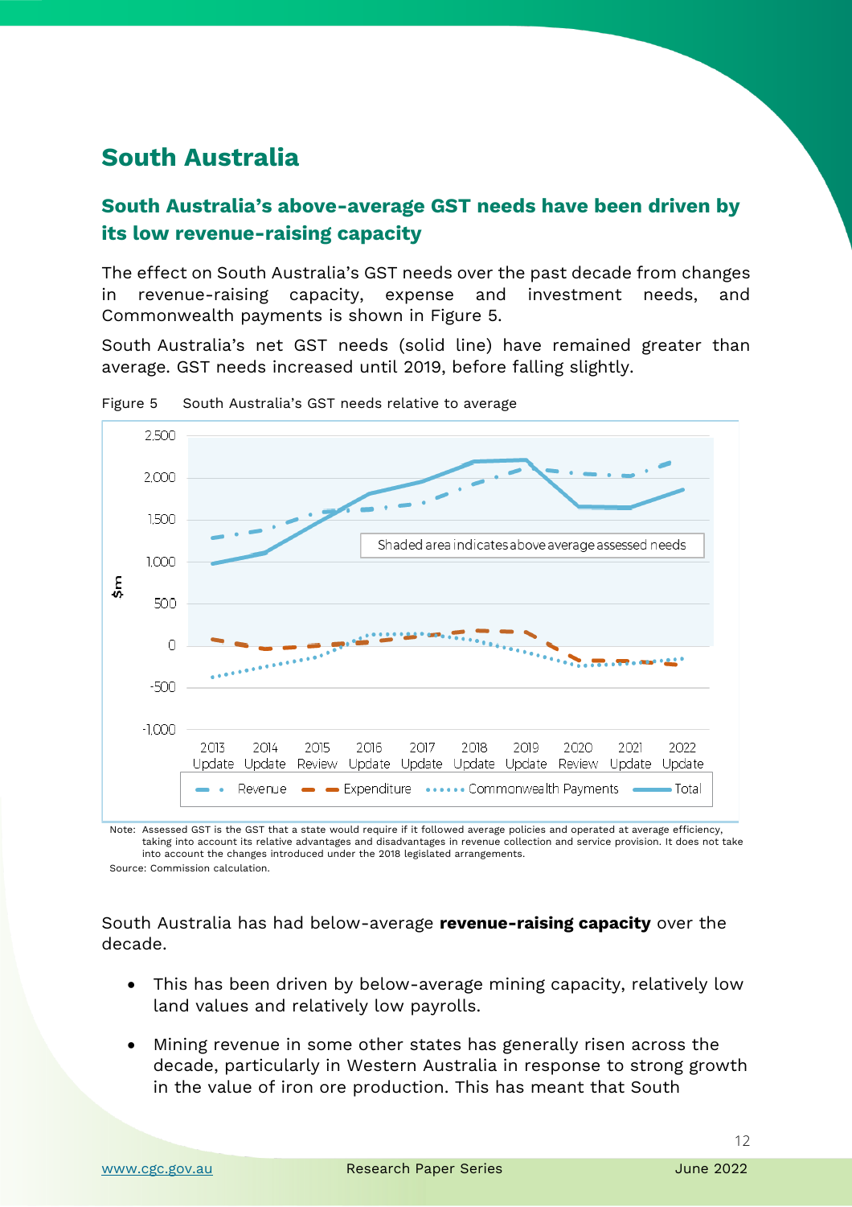# South Australia

## South Australia's above-average GST needs have been driven by its low revenue-raising capacity

The effect on South Australia's GST needs over the past decade from changes in revenue-raising capacity, expense and investment needs, and Commonwealth payments is shown in Figure 5.

South Australia's net GST needs (solid line) have remained greater than average. GST needs increased until 2019, before falling slightly.

Figure 5 South Australia's GST needs relative to average

Note: Assessed GST is the GST that a state would require if it followed average policies and operated at average efficiency, taking into account its relative advantages and disadvantages in revenue collection and service provision. It does not take into account the changes introduced under the 2018 legislated arrangements.

Source: Commission calculation.

South Australia has had below-average **revenue-raising capacity** over the decade.

- This has been driven by below-average mining capacity, relatively low land values and relatively low payrolls.
- Mining revenue in some other states has generally risen across the decade, particularly in Western Australia in response to strong growth in the value of iron ore production. This has meant that South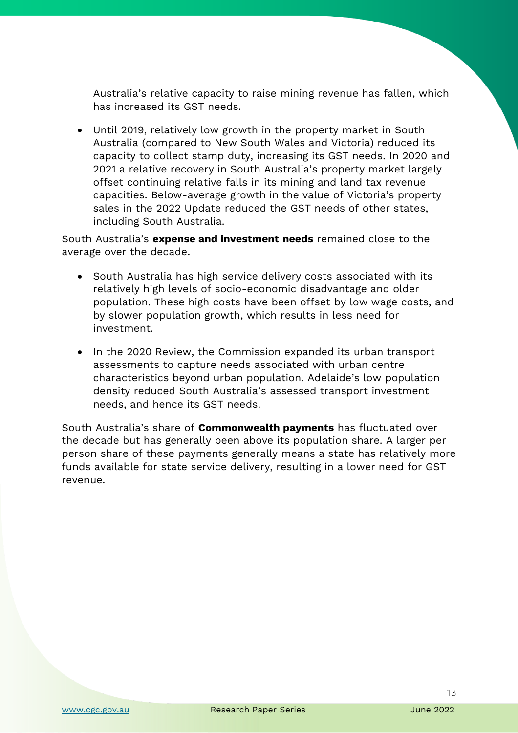Australia's relative capacity to raise mining revenue has fallen, which has increased its GST needs.

- Until 2019, relatively low growth in the property market in South Australia (compared to New South Wales and Victoria) reduced its capacity to collect stamp duty, increasing its GST needs. In 2020 and 2021 a relative recovery in South Australia's property market largely offset continuing relative falls in its mining and land tax revenue capacities. Below-average growth in the value of Victoria's property sales in the 2022 Update reduced the GST needs of other states, including South Australia.

South Australia's **expense and investment needs** remained close to the average over the decade.

- South Australia has high service delivery costs associated with its relatively high levels of socio-economic disadvantage and older population. These high costs have been offset by low wage costs, and by slower population growth, which results in less need for investment.
- In the 2020 Review, the Commission expanded its urban transport assessments to capture needs associated with urban centre characteristics beyond urban population. Adelaide's low population density reduced South Australia's assessed transport investment needs, and hence its GST needs.

South Australia's share of **Commonwealth payments** has fluctuated over the decade but has generally been above its population share. A larger per person share of these payments generally means a state has relatively more funds available for state service delivery, resulting in a lower need for GST revenue.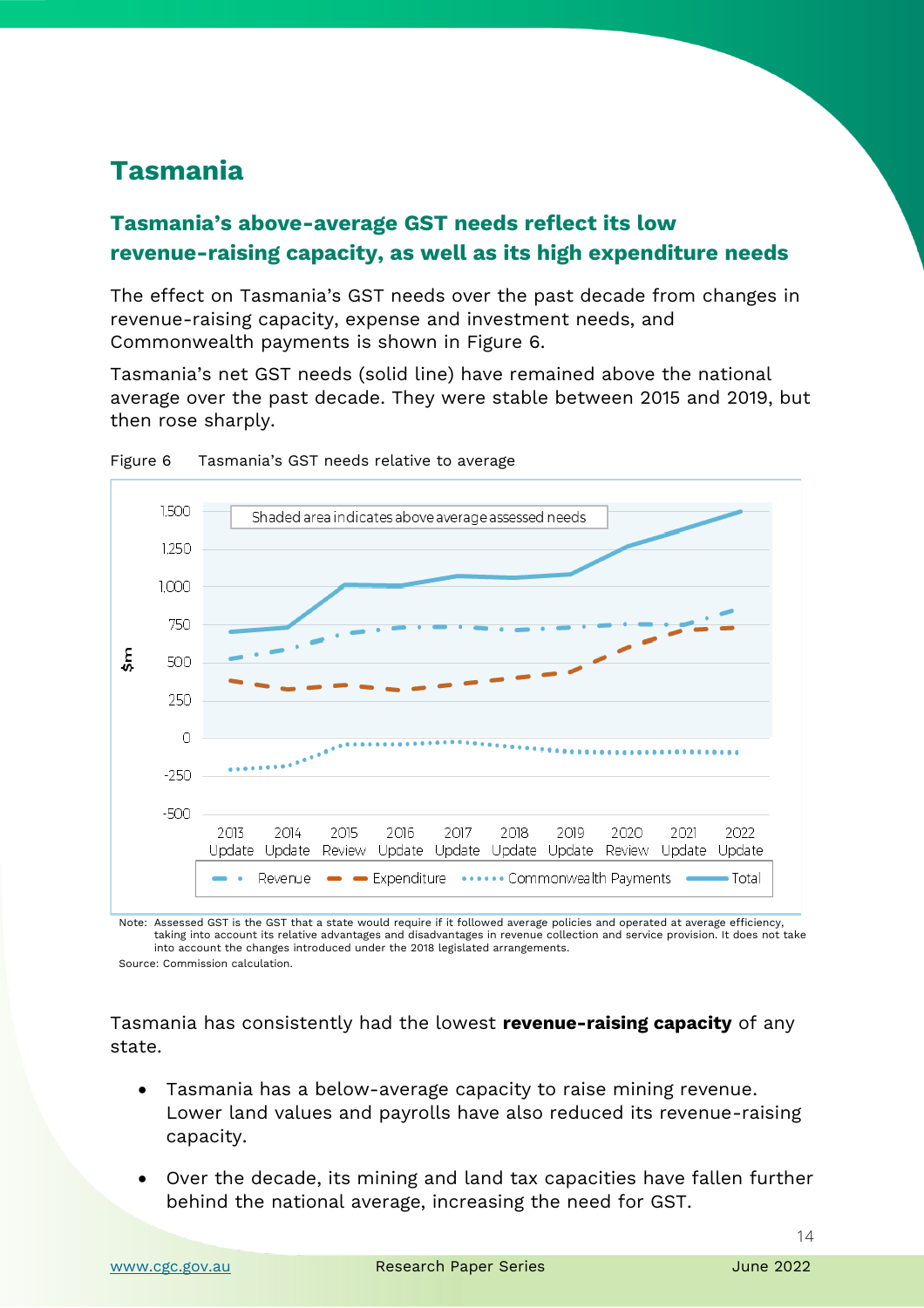# Tasmania

## Tasmania's above-average GST needs reflect its low revenue-raising capacity, as well as its high expenditure needs

The effect on Tasmania's GST needs over the past decade from changes in revenue-raising capacity, expense and investment needs, and Commonwealth payments is shown in Figure 6.

Tasmania's net GST needs (solid line) have remained above the national average over the past decade. They were stable between 2015 and 2019, but then rose sharply.

Figure 6 Tasmania's GST needs relative to average

Note: Assessed GST is the GST that a state would require if it followed average policies and operated at average efficiency, taking into account its relative advantages and disadvantages in revenue collection and service provision. It does not take into account the changes introduced under the 2018 legislated arrangements.

Source: Commission calculation.

Tasmania has consistently had the lowest **revenue-raising capacity** of any state.

- Tasmania has a below-average capacity to raise mining revenue. Lower land values and payrolls have also reduced its revenue-raising capacity.
- Over the decade, its mining and land tax capacities have fallen further behind the national average, increasing the need for GST.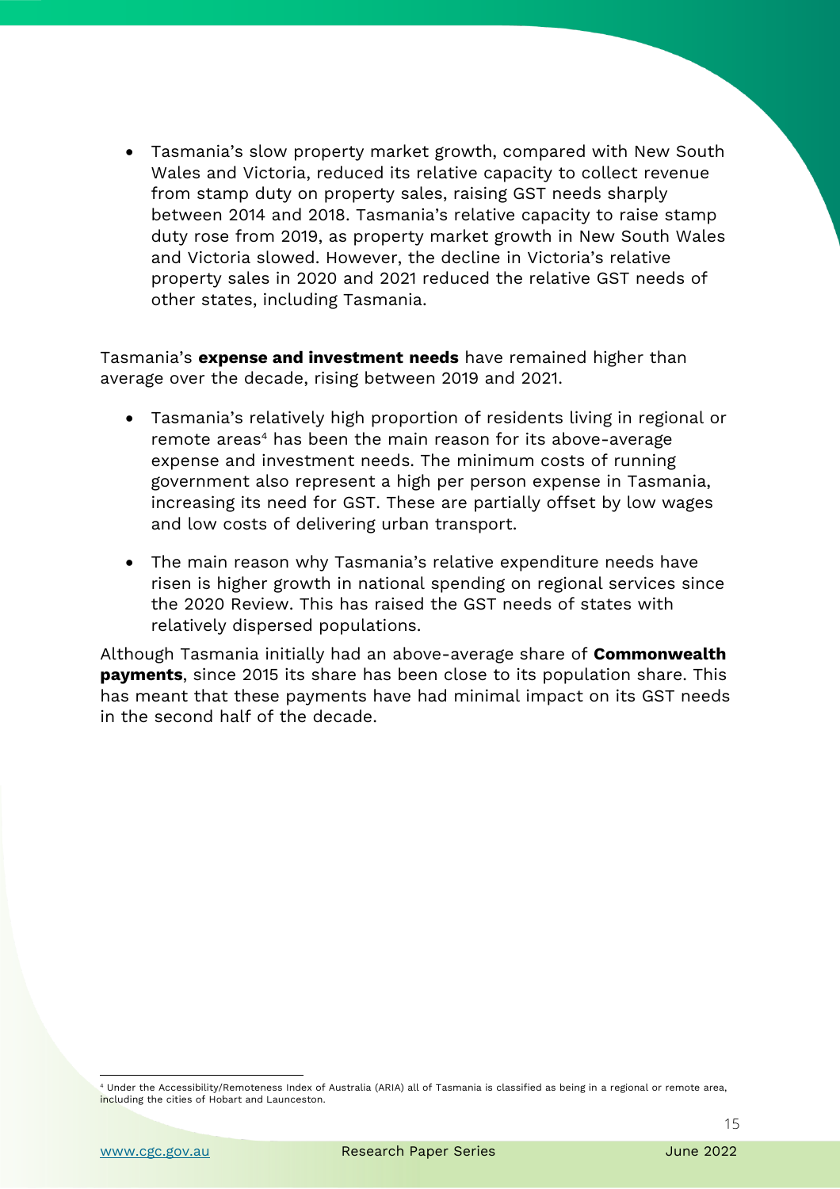- Tasmania's slow property market growth, compared with New South Wales and Victoria, reduced its relative capacity to collect revenue from stamp duty on property sales, raising GST needs sharply between 2014 and 2018. Tasmania's relative capacity to raise stamp duty rose from 2019, as property market growth in New South Wales and Victoria slowed. However, the decline in Victoria's relative property sales in 2020 and 2021 reduced the relative GST needs of other states, including Tasmania.

Tasmania's **expense and investment needs** have remained higher than average over the decade, rising between 2019 and 2021.

- Tasmania's relatively high proportion of residents living in regional or remote areas[4] has been the main reason for its above-average expense and investment needs. The minimum costs of running government also represent a high per person expense in Tasmania, increasing its need for GST. These are partially offset by low wages and low costs of delivering urban transport.
- The main reason why Tasmania's relative expenditure needs have risen is higher growth in national spending on regional services since the 2020 Review. This has raised the GST needs of states with relatively dispersed populations.

Although Tasmania initially had an above-average share of **Commonwealth payments**, since 2015 its share has been close to its population share. This has meant that these payments have had minimal impact on its GST needs in the second half of the decade.

[4] Under the Accessibility/Remoteness Index of Australia (ARIA) all of Tasmania is classified as being in a regional or remote area, including the cities of Hobart and Launceston.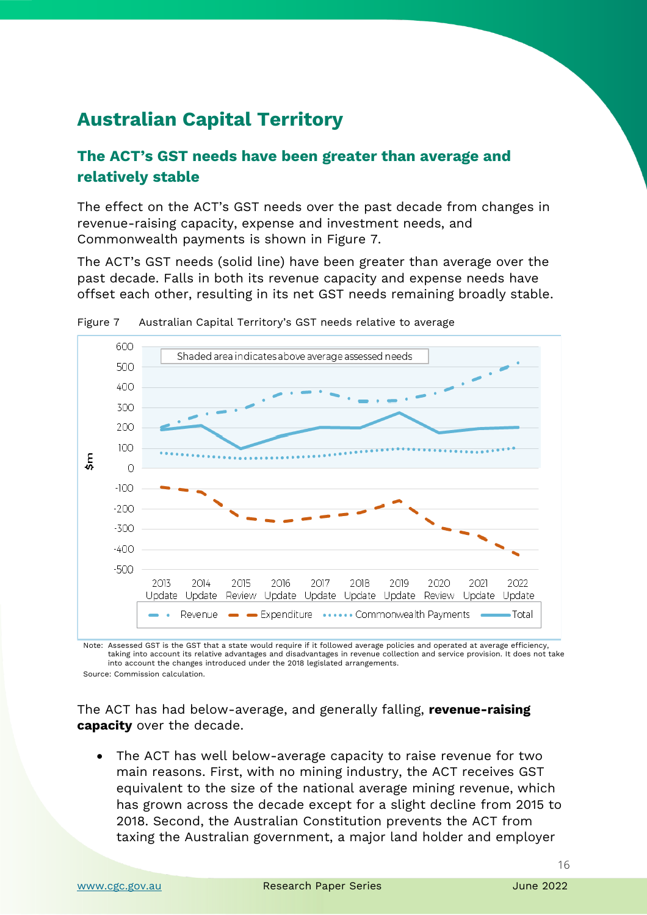# Australian Capital Territory

## The ACT's GST needs have been greater than average and relatively stable

The effect on the ACT's GST needs over the past decade from changes in revenue-raising capacity, expense and investment needs, and Commonwealth payments is shown in Figure 7.

The ACT's GST needs (solid line) have been greater than average over the past decade. Falls in both its revenue capacity and expense needs have offset each other, resulting in its net GST needs remaining broadly stable.

Figure 7 Australian Capital Territory's GST needs relative to average

Note: Assessed GST is the GST that a state would require if it followed average policies and operated at average efficiency, taking into account its relative advantages and disadvantages in revenue collection and service provision. It does not take into account the changes introduced under the 2018 legislated arrangements.

Source: Commission calculation.

The ACT has had below-average, and generally falling, **revenue-raising capacity** over the decade.

- The ACT has well below-average capacity to raise revenue for two main reasons. First, with no mining industry, the ACT receives GST equivalent to the size of the national average mining revenue, which has grown across the decade except for a slight decline from 2015 to 2018. Second, the Australian Constitution prevents the ACT from taxing the Australian government, a major land holder and employer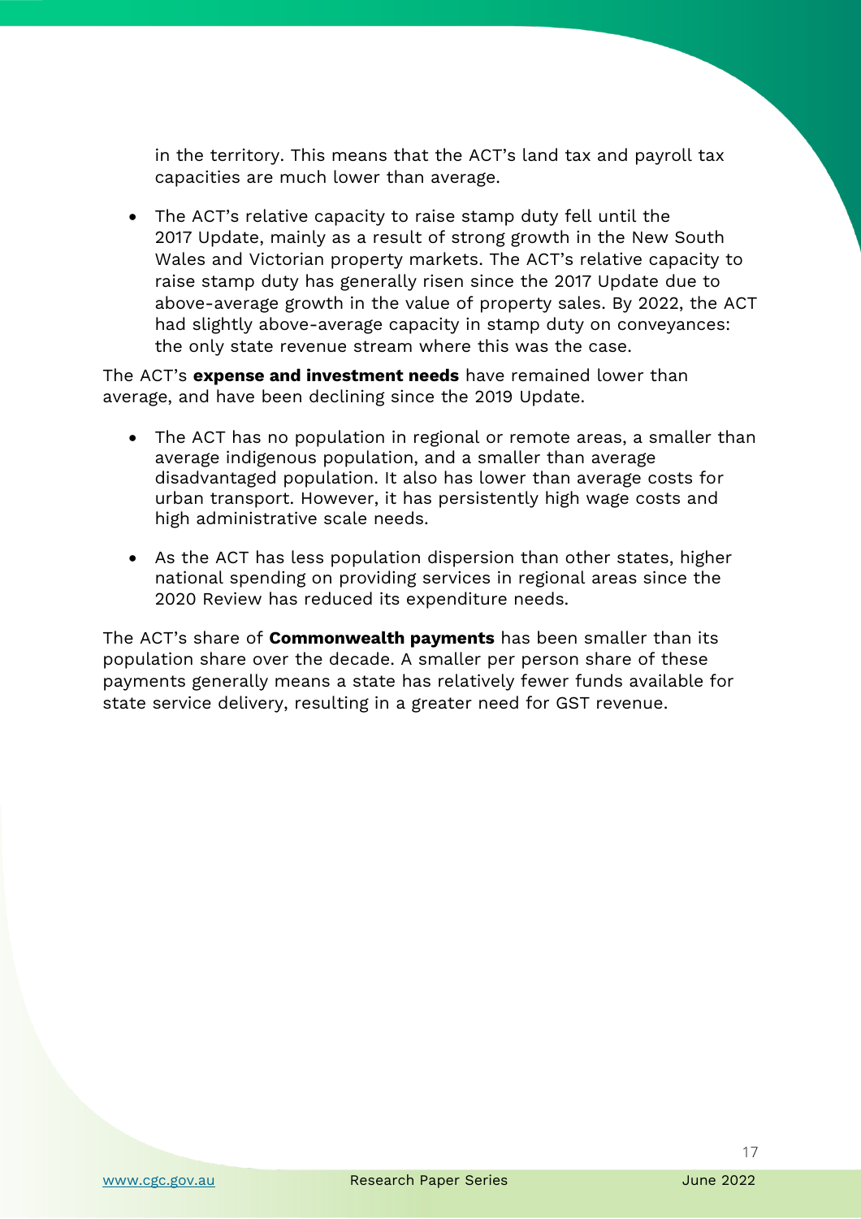in the territory. This means that the ACT's land tax and payroll tax capacities are much lower than average.

- The ACT's relative capacity to raise stamp duty fell until the 2017 Update, mainly as a result of strong growth in the New South Wales and Victorian property markets. The ACT's relative capacity to raise stamp duty has generally risen since the 2017 Update due to above-average growth in the value of property sales. By 2022, the ACT had slightly above-average capacity in stamp duty on conveyances: the only state revenue stream where this was the case.

The ACT's **expense and investment needs** have remained lower than average, and have been declining since the 2019 Update.

- The ACT has no population in regional or remote areas, a smaller than average indigenous population, and a smaller than average disadvantaged population. It also has lower than average costs for urban transport. However, it has persistently high wage costs and high administrative scale needs.
- As the ACT has less population dispersion than other states, higher national spending on providing services in regional areas since the 2020 Review has reduced its expenditure needs.

The ACT's share of **Commonwealth payments** has been smaller than its population share over the decade. A smaller per person share of these payments generally means a state has relatively fewer funds available for state service delivery, resulting in a greater need for GST revenue.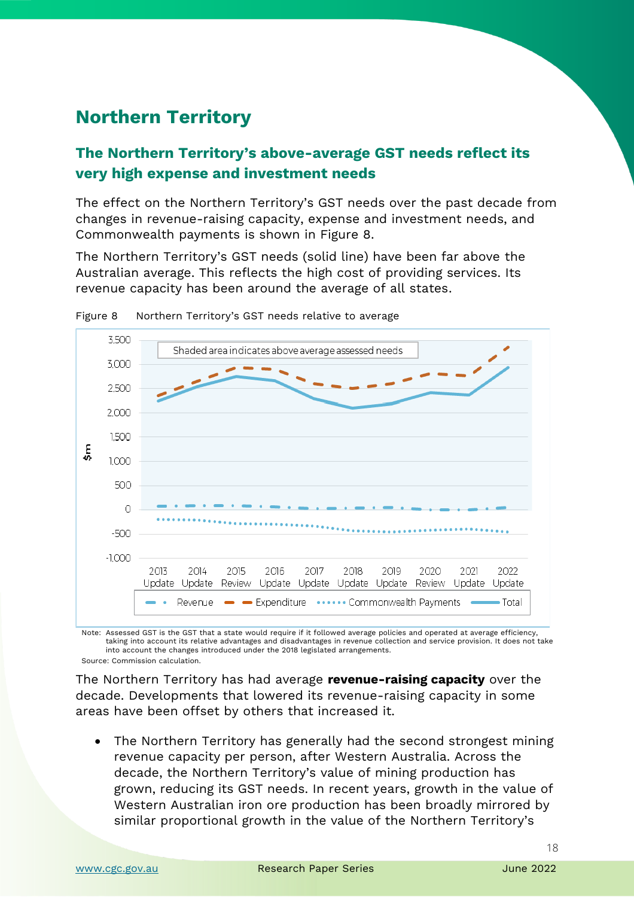# Northern Territory

## The Northern Territory's above-average GST needs reflect its very high expense and investment needs

The effect on the Northern Territory's GST needs over the past decade from changes in revenue-raising capacity, expense and investment needs, and Commonwealth payments is shown in Figure 8.

The Northern Territory's GST needs (solid line) have been far above the Australian average. This reflects the high cost of providing services. Its revenue capacity has been around the average of all states.

Figure 8 Northern Territory's GST needs relative to average

Note: Assessed GST is the GST that a state would require if it followed average policies and operated at average efficiency, taking into account its relative advantages and disadvantages in revenue collection and service provision. It does not take into account the changes introduced under the 2018 legislated arrangements.

Source: Commission calculation.

The Northern Territory has had average **revenue-raising capacity** over the decade. Developments that lowered its revenue-raising capacity in some areas have been offset by others that increased it.

- The Northern Territory has generally had the second strongest mining revenue capacity per person, after Western Australia. Across the decade, the Northern Territory's value of mining production has grown, reducing its GST needs. In recent years, growth in the value of Western Australian iron ore production has been broadly mirrored by similar proportional growth in the value of the Northern Territory's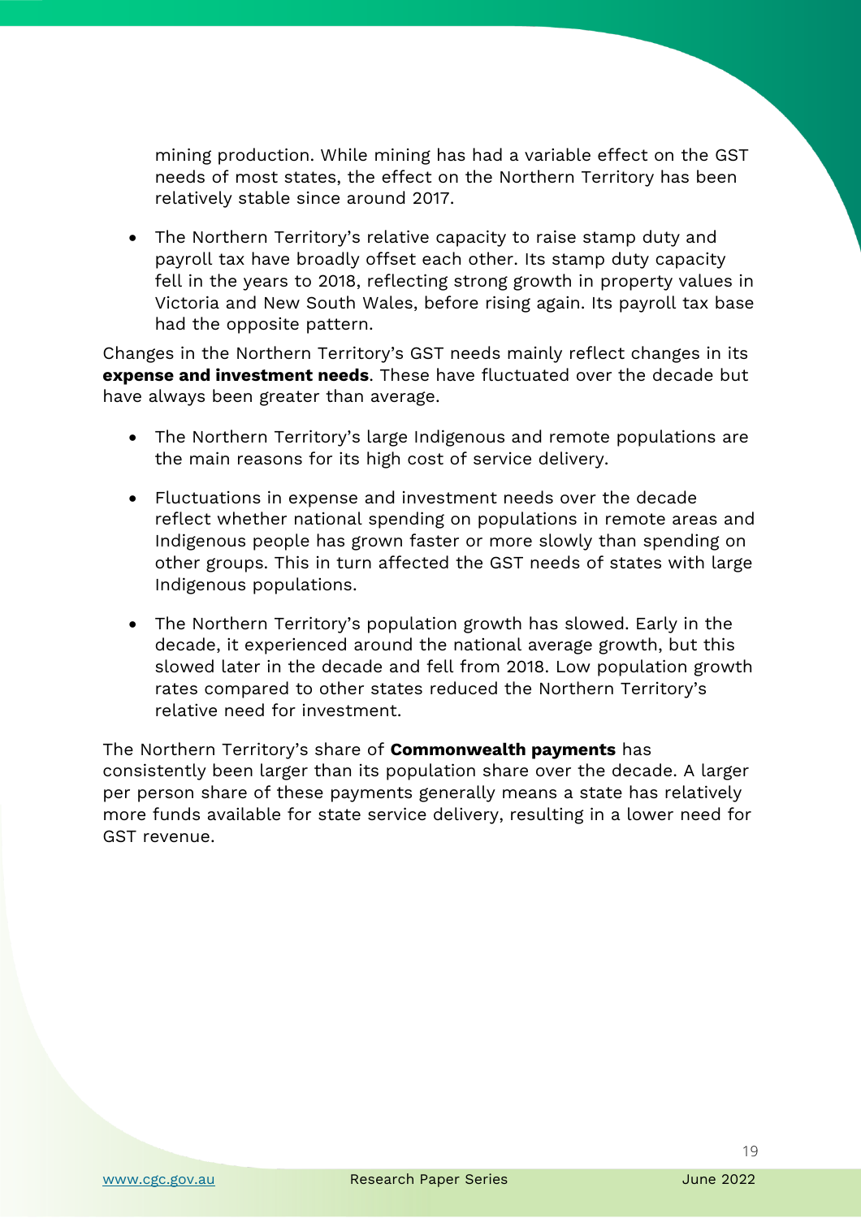mining production. While mining has had a variable effect on the GST needs of most states, the effect on the Northern Territory has been relatively stable since around 2017.

- The Northern Territory's relative capacity to raise stamp duty and payroll tax have broadly offset each other. Its stamp duty capacity fell in the years to 2018, reflecting strong growth in property values in Victoria and New South Wales, before rising again. Its payroll tax base had the opposite pattern.

Changes in the Northern Territory's GST needs mainly reflect changes in its **expense and investment needs**. These have fluctuated over the decade but have always been greater than average.

- The Northern Territory's large Indigenous and remote populations are the main reasons for its high cost of service delivery.
- Fluctuations in expense and investment needs over the decade reflect whether national spending on populations in remote areas and Indigenous people has grown faster or more slowly than spending on other groups. This in turn affected the GST needs of states with large Indigenous populations.
- The Northern Territory's population growth has slowed. Early in the decade, it experienced around the national average growth, but this slowed later in the decade and fell from 2018. Low population growth rates compared to other states reduced the Northern Territory's relative need for investment.

The Northern Territory's share of **Commonwealth payments** has consistently been larger than its population share over the decade. A larger per person share of these payments generally means a state has relatively more funds available for state service delivery, resulting in a lower need for GST revenue.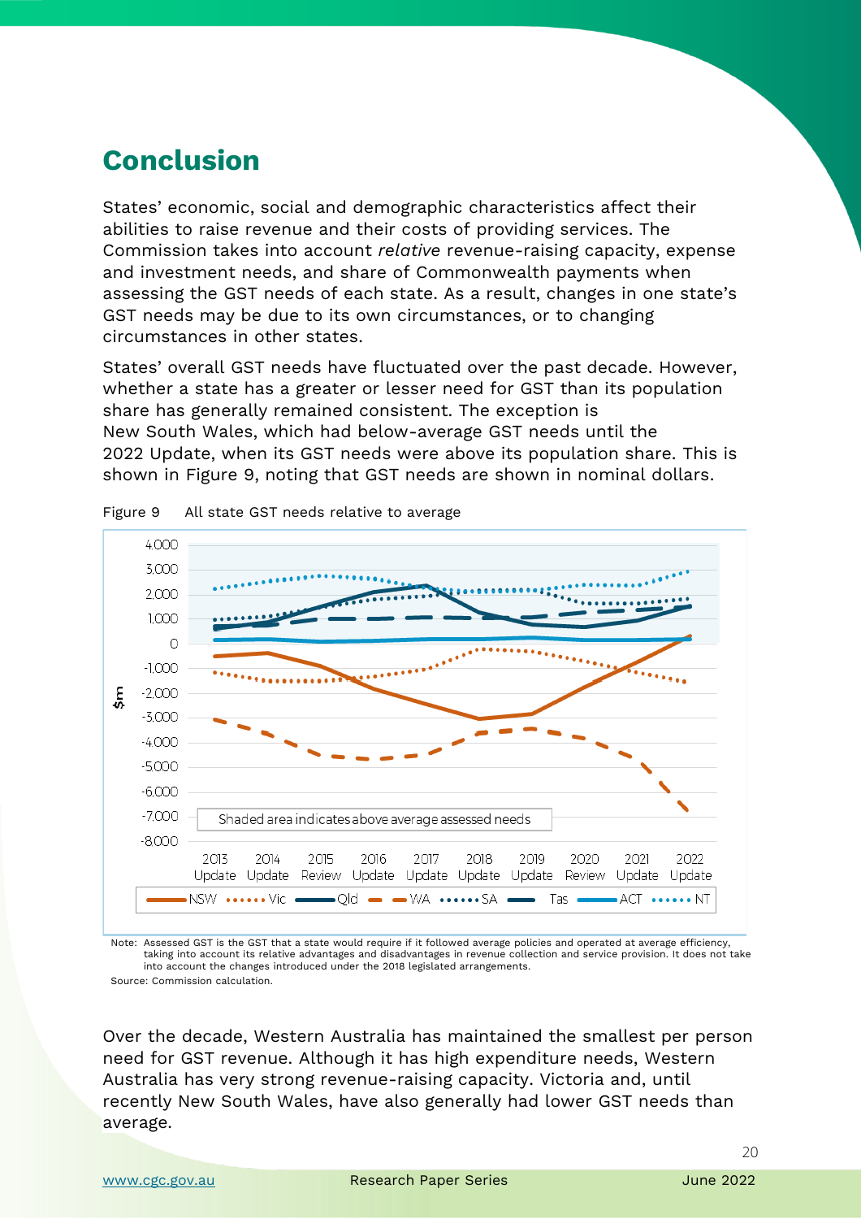# Conclusion

States' economic, social and demographic characteristics affect their abilities to raise revenue and their costs of providing services. The Commission takes into account *relative* revenue-raising capacity, expense and investment needs, and share of Commonwealth payments when assessing the GST needs of each state. As a result, changes in one state's GST needs may be due to its own circumstances, or to changing circumstances in other states.

States' overall GST needs have fluctuated over the past decade. However, whether a state has a greater or lesser need for GST than its population share has generally remained consistent. The exception is New South Wales, which had below-average GST needs until the 2022 Update, when its GST needs were above its population share. This is shown in Figure 9, noting that GST needs are shown in nominal dollars.

Figure 9 All state GST needs relative to average

Note: Assessed GST is the GST that a state would require if it followed average policies and operated at average efficiency, taking into account its relative advantages and disadvantages in revenue collection and service provision. It does not take into account the changes introduced under the 2018 legislated arrangements.

Source: Commission calculation.

Over the decade, Western Australia has maintained the smallest per person need for GST revenue. Although it has high expenditure needs, Western Australia has very strong revenue-raising capacity. Victoria and, until recently New South Wales, have also generally had lower GST needs than average.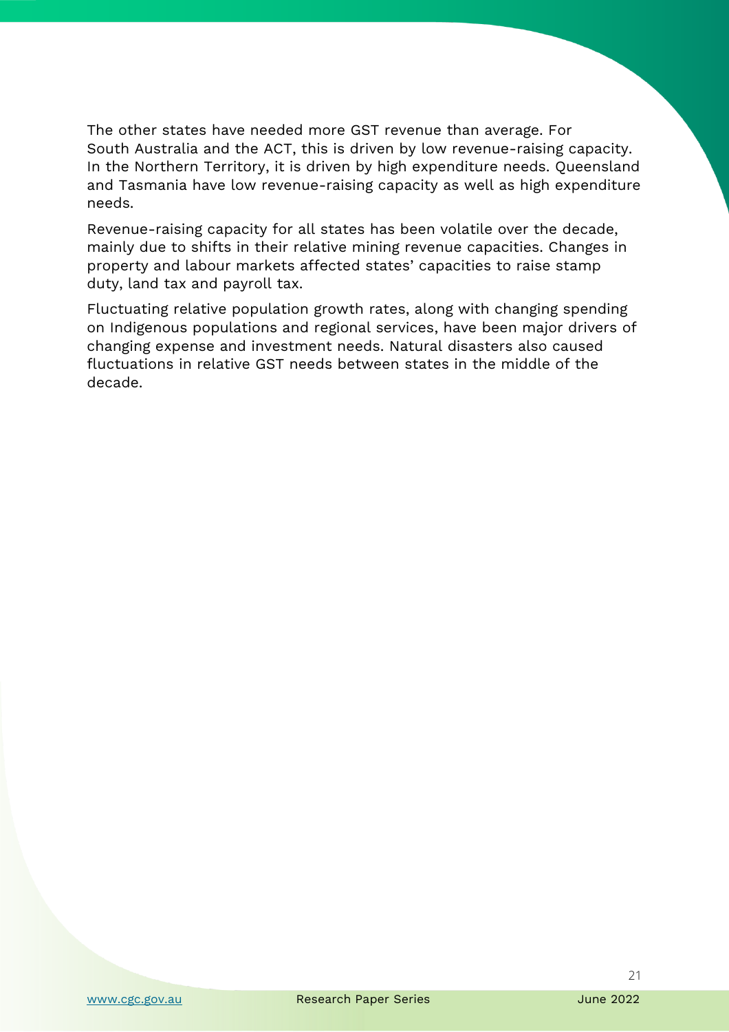The other states have needed more GST revenue than average. For South Australia and the ACT, this is driven by low revenue-raising capacity. In the Northern Territory, it is driven by high expenditure needs. Queensland and Tasmania have low revenue-raising capacity as well as high expenditure needs.

Revenue-raising capacity for all states has been volatile over the decade, mainly due to shifts in their relative mining revenue capacities. Changes in property and labour markets affected states' capacities to raise stamp duty, land tax and payroll tax.

Fluctuating relative population growth rates, along with changing spending on Indigenous populations and regional services, have been major drivers of changing expense and investment needs. Natural disasters also caused fluctuations in relative GST needs between states in the middle of the decade.